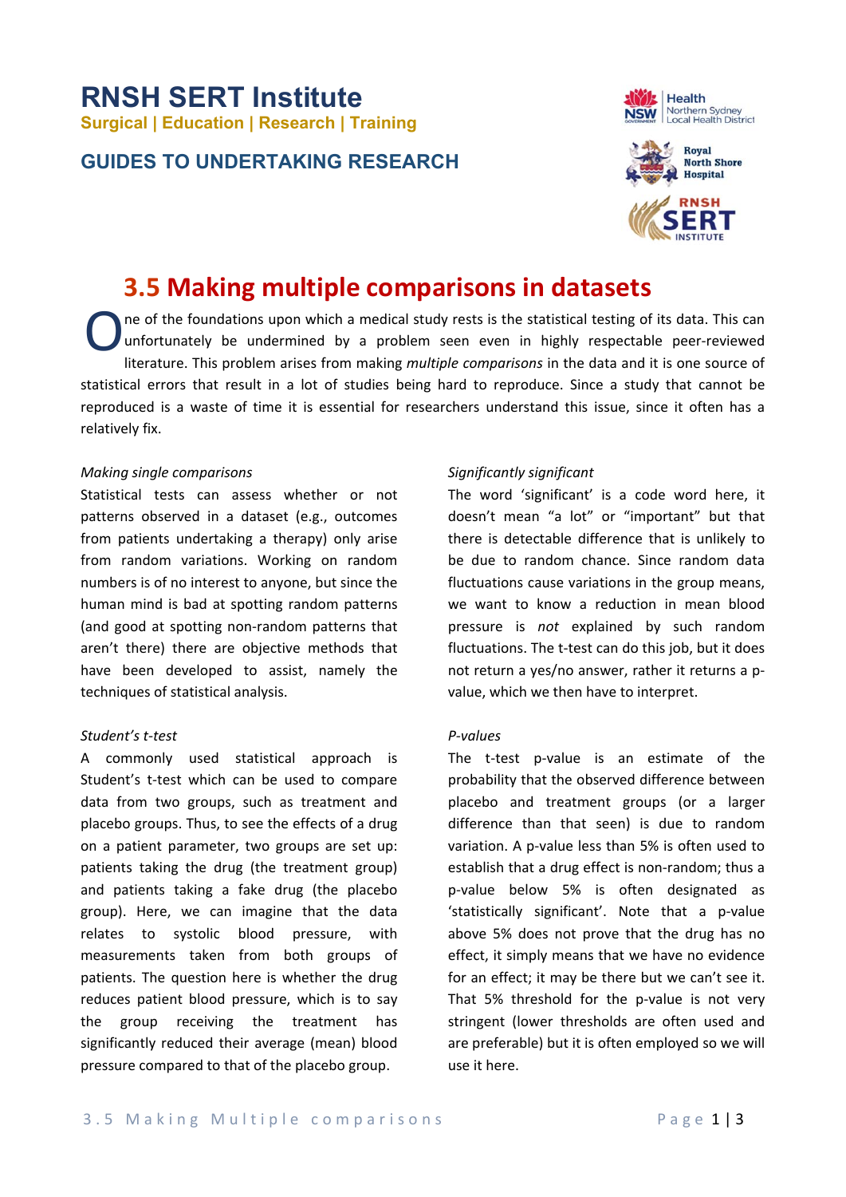# RNSH SERT Institute

**Surgical | Education | Research | Training**

## GUIDES TO UNDERTAKING RESEARCH

# 3.5 Making multiple comparisons in datasets

One of the foundations upon which a medical study rests is the statistical testing of its data. This can unfortunately be undermined by a problem seen even in highly respectable peer-reviewed literature. This problem arises from making *multiple comparisons* in the data and it is one source of statistical errors that result in a lot of studies being hard to reproduce. Since a study that cannot be reproduced is a waste of time it is essential for researchers understand this issue, since it often has a relatively fix.

*Making single comparisons*

Statistical tests can assess whether or not patterns observed in a dataset (e.g., outcomes from patients undertaking a therapy) only arise from random variations. Working on random numbers is of no interest to anyone, but since the human mind is bad at spotting random patterns (and good at spotting non-random patterns that aren't there) there are objective methods that have been developed to assist, namely the techniques of statistical analysis.

*Student's t-test*

A commonly used statistical approach is Student's t-test which can be used to compare data from two groups, such as treatment and placebo groups. Thus, to see the effects of a drug on a patient parameter, two groups are set up: patients taking the drug (the treatment group) and patients taking a fake drug (the placebo group). Here, we can imagine that the data relates to systolic blood pressure, with measurements taken from both groups of patients. The question here is whether the drug reduces patient blood pressure, which is to say the group receiving the treatment has significantly reduced their average (mean) blood pressure compared to that of the placebo group.

*Significantly significant*

The word 'significant' is a code word here, it doesn't mean "a lot" or "important" but that there is detectable difference that is unlikely to be due to random chance. Since random data fluctuations cause variations in the group means, we want to know a reduction in mean blood pressure is *not* explained by such random fluctuations. The t-test can do this job, but it does not return a yes/no answer, rather it returns a p-value, which we then have to interpret.

*P-values*

The t-test p-value is an estimate of the probability that the observed difference between placebo and treatment groups (or a larger difference than that seen) is due to random variation. A p-value less than 5% is often used to establish that a drug effect is non-random; thus a p-value below 5% is often designated as 'statistically significant'. Note that a p-value above 5% does not prove that the drug has no effect, it simply means that we have no evidence for an effect; it may be there but we can't see it. That 5% threshold for the p-value is not very stringent (lower thresholds are often used and are preferable) but it is often employed so we will use it here.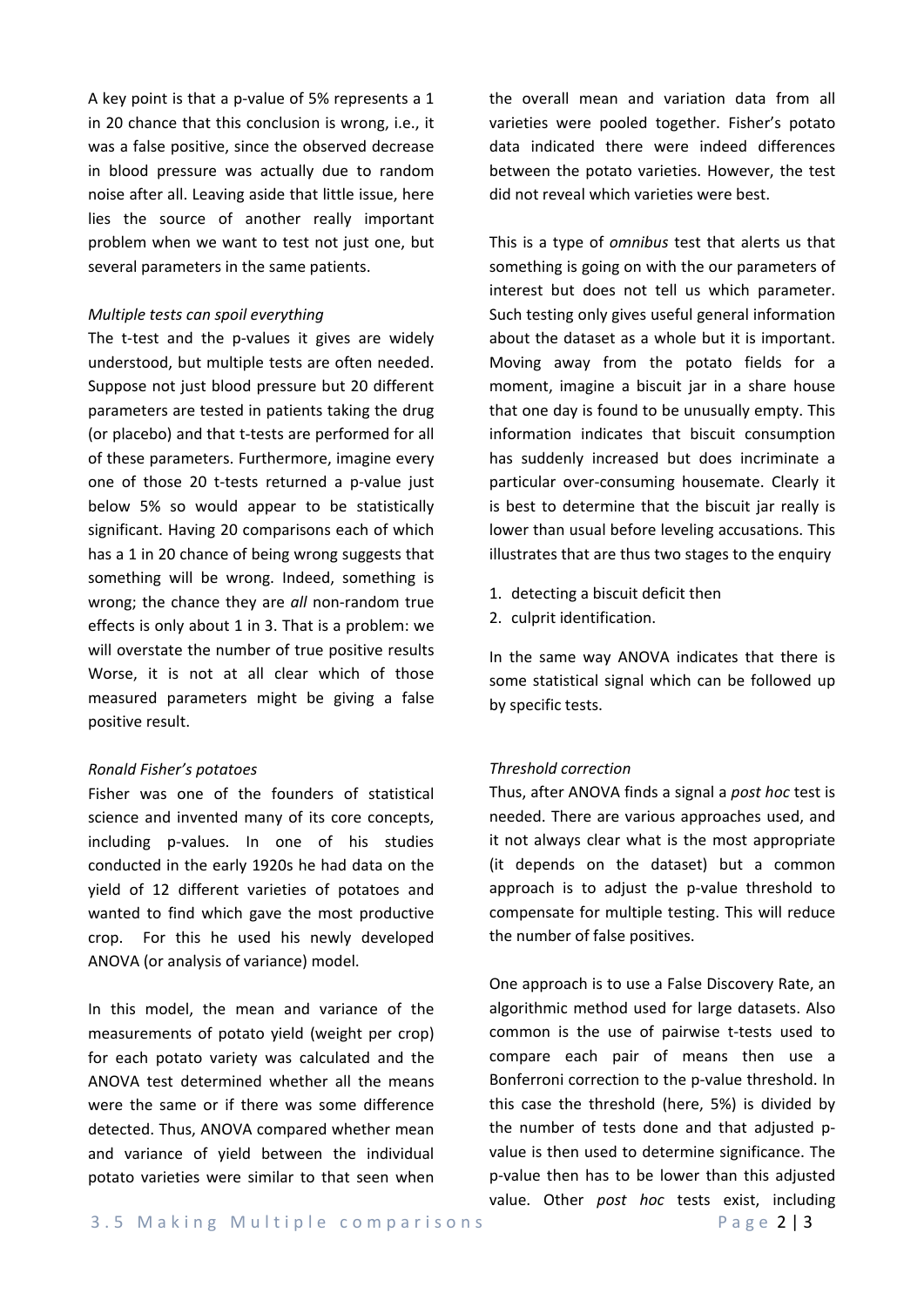A key point is that a p-value of 5% represents a 1 in 20 chance that this conclusion is wrong, i.e., it was a false positive, since the observed decrease in blood pressure was actually due to random noise after all. Leaving aside that little issue, here lies the source of another really important problem when we want to test not just one, but several parameters in the same patients.

*Multiple tests can spoil everything*

The t-test and the p-values it gives are widely understood, but multiple tests are often needed. Suppose not just blood pressure but 20 different parameters are tested in patients taking the drug (or placebo) and that t-tests are performed for all of these parameters. Furthermore, imagine every one of those 20 t-tests returned a p-value just below 5% so would appear to be statistically significant. Having 20 comparisons each of which has a 1 in 20 chance of being wrong suggests that something will be wrong. Indeed, something is wrong; the chance they are *all* non-random true effects is only about 1 in 3. That is a problem: we will overstate the number of true positive results Worse, it is not at all clear which of those measured parameters might be giving a false positive result.

*Ronald Fisher's potatoes*

Fisher was one of the founders of statistical science and invented many of its core concepts, including p-values. In one of his studies conducted in the early 1920s he had data on the yield of 12 different varieties of potatoes and wanted to find which gave the most productive crop. For this he used his newly developed ANOVA (or analysis of variance) model.

In this model, the mean and variance of the measurements of potato yield (weight per crop) for each potato variety was calculated and the ANOVA test determined whether all the means were the same or if there was some difference detected. Thus, ANOVA compared whether mean and variance of yield between the individual potato varieties were similar to that seen when the overall mean and variation data from all varieties were pooled together. Fisher's potato data indicated there were indeed differences between the potato varieties. However, the test did not reveal which varieties were best.

This is a type of *omnibus* test that alerts us that something is going on with the our parameters of interest but does not tell us which parameter. Such testing only gives useful general information about the dataset as a whole but it is important. Moving away from the potato fields for a moment, imagine a biscuit jar in a share house that one day is found to be unusually empty. This information indicates that biscuit consumption has suddenly increased but does incriminate a particular over-consuming housemate. Clearly it is best to determine that the biscuit jar really is lower than usual before leveling accusations. This illustrates that are thus two stages to the enquiry

1. detecting a biscuit deficit then
2. culprit identification.

In the same way ANOVA indicates that there is some statistical signal which can be followed up by specific tests.

*Threshold correction*

Thus, after ANOVA finds a signal a *post hoc* test is needed. There are various approaches used, and it not always clear what is the most appropriate (it depends on the dataset) but a common approach is to adjust the p-value threshold to compensate for multiple testing. This will reduce the number of false positives.

One approach is to use a False Discovery Rate, an algorithmic method used for large datasets. Also common is the use of pairwise t-tests used to compare each pair of means then use a Bonferroni correction to the p-value threshold. In this case the threshold (here, 5%) is divided by the number of tests done and that adjusted p-value is then used to determine significance. The p-value then has to be lower than this adjusted value. Other *post hoc* tests exist, including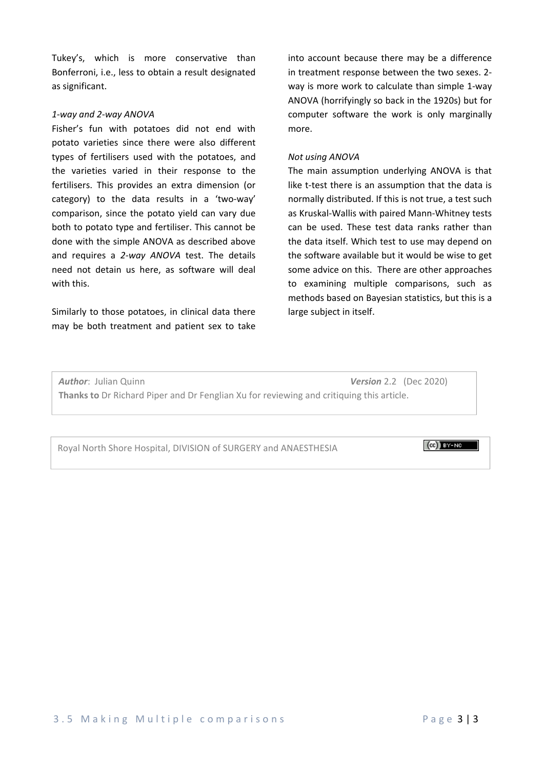Tukey's, which is more conservative than Bonferroni, i.e., less to obtain a result designated as significant.

*1-way and 2-way ANOVA*

Fisher's fun with potatoes did not end with potato varieties since there were also different types of fertilisers used with the potatoes, and the varieties varied in their response to the fertilisers. This provides an extra dimension (or category) to the data results in a 'two-way' comparison, since the potato yield can vary due both to potato type and fertiliser. This cannot be done with the simple ANOVA as described above and requires a *2-way ANOVA* test. The details need not detain us here, as software will deal with this.

Similarly to those potatoes, in clinical data there may be both treatment and patient sex to take into account because there may be a difference in treatment response between the two sexes. 2-way is more work to calculate than simple 1-way ANOVA (horrifyingly so back in the 1920s) but for computer software the work is only marginally more.

*Not using ANOVA*

The main assumption underlying ANOVA is that like t-test there is an assumption that the data is normally distributed. If this is not true, a test such as Kruskal-Wallis with paired Mann-Whitney tests can be used. These test data ranks rather than the data itself. Which test to use may depend on the software available but it would be wise to get some advice on this. There are other approaches to examining multiple comparisons, such as methods based on Bayesian statistics, but this is a large subject in itself.

***Author***: Julian Quinn ***Version*** 2.2 (Dec 2020)

**Thanks to** Dr Richard Piper and Dr Fenglian Xu for reviewing and critiquing this article.

Royal North Shore Hospital, DIVISION of SURGERY and ANAESTHESIA

(cc) BY-NC